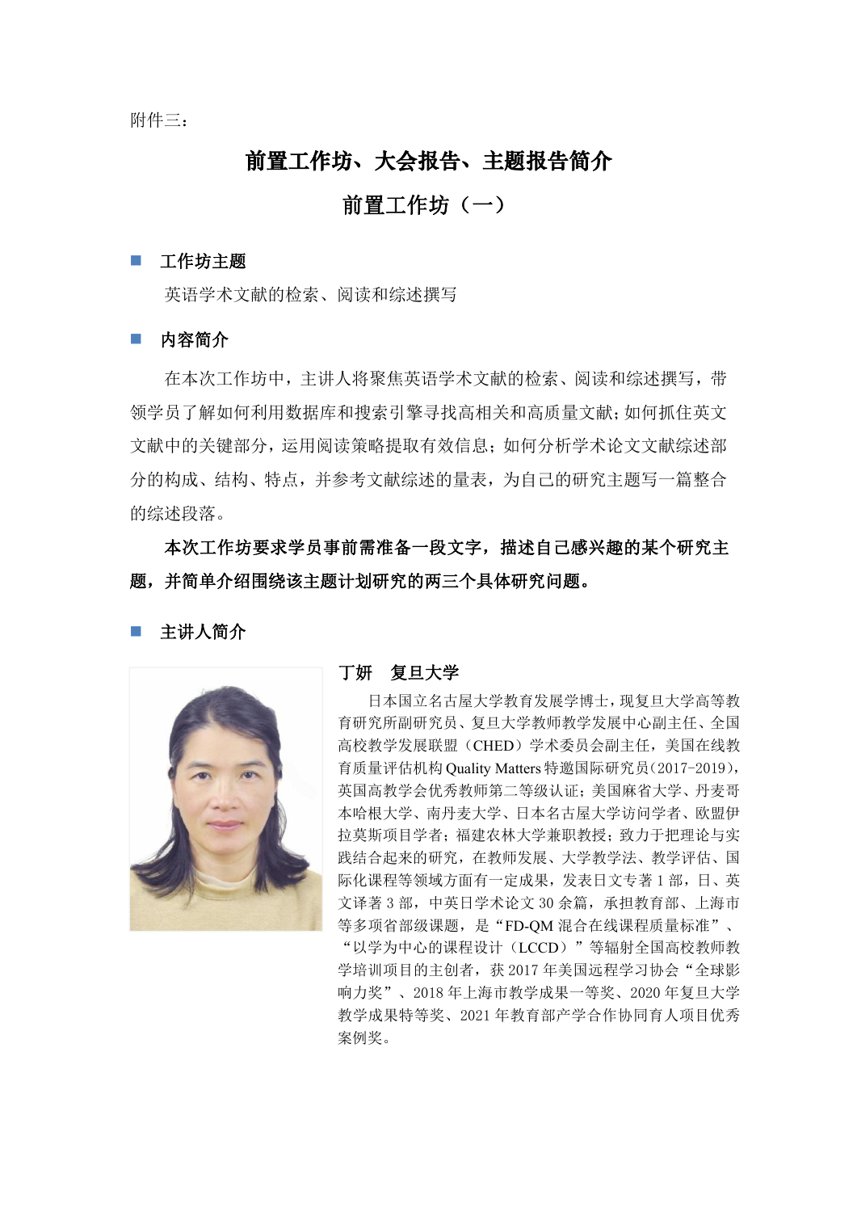附件三：

# 前置工作坊、大会报告、主题报告简介

## 前置工作坊（一）

### 工作坊主题

英语学术文献的检索、阅读和综述撰写

### 内容简介

在本次工作坊中，主讲人将聚焦英语学术文献的检索、阅读和综述撰写，带领学员了解如何利用数据库和搜索引擎寻找高相关和高质量文献；如何抓住英文文献中的关键部分，运用阅读策略提取有效信息；如何分析学术论文文献综述部分的构成、结构、特点，并参考文献综述的量表，为自己的研究主题写一篇整合的综述段落。

**本次工作坊要求学员事前需准备一段文字，描述自己感兴趣的某个研究主题，并简单介绍围绕该主题计划研究的两三个具体研究问题。**

### 主讲人简介

**丁妍　复旦大学**

日本国立名古屋大学教育发展学博士，现复旦大学高等教育研究所副研究员、复旦大学教师教学发展中心副主任、全国高校教学发展联盟（CHED）学术委员会副主任，美国在线教育质量评估机构 Quality Matters 特邀国际研究员（2017-2019），英国高教学会优秀教师第二等级认证；美国麻省大学、丹麦哥本哈根大学、南丹麦大学、日本名古屋大学访问学者、欧盟伊拉莫斯项目学者；福建农林大学兼职教授；致力于把理论与实践结合起来的研究，在教师发展、大学教学法、教学评估、国际化课程等领域方面有一定成果，发表日文专著 1 部，日、英文译著 3 部，中英日学术论文 30 余篇，承担教育部、上海市等多项省部级课题，是“FD-QM 混合在线课程质量标准”、“以学为中心的课程设计（LCCD）”等辐射全国高校教师教学培训项目的主创者，获 2017 年美国远程学习协会“全球影响力奖”、2018 年上海市教学成果一等奖、2020 年复旦大学教学成果特等奖、2021 年教育部产学合作协同育人项目优秀案例奖。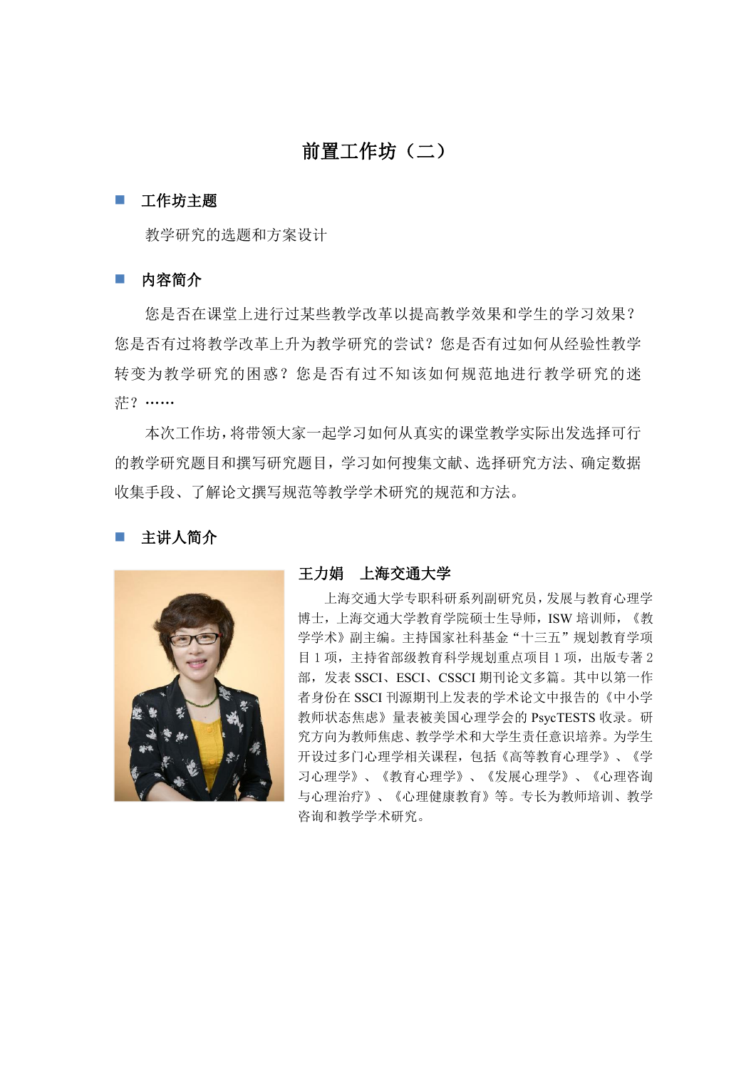# 前置工作坊（二）

## 工作坊主题

教学研究的选题和方案设计

## 内容简介

您是否在课堂上进行过某些教学改革以提高教学效果和学生的学习效果？您是否有过将教学改革上升为教学研究的尝试？您是否有过如何从经验性教学转变为教学研究的困惑？您是否有过不知该如何规范地进行教学研究的迷茫？……

本次工作坊，将带领大家一起学习如何从真实的课堂教学实际出发选择可行的教学研究题目和撰写研究题目，学习如何搜集文献、选择研究方法、确定数据收集手段、了解论文撰写规范等教学学术研究的规范和方法。

## 主讲人简介

**王力娟　上海交通大学**

上海交通大学专职科研系列副研究员，发展与教育心理学博士，上海交通大学教育学院硕士生导师，ISW 培训师，《教学学术》副主编。主持国家社科基金“十三五”规划教育学项目 1 项，主持省部级教育科学规划重点项目 1 项，出版专著 2 部，发表 SSCI、ESCI、CSSCI 期刊论文多篇。其中以第一作者身份在 SSCI 刊源期刊上发表的学术论文中报告的《中小学教师状态焦虑》量表被美国心理学会的 PsycTESTS 收录。研究方向为教师焦虑、教学学术和大学生责任意识培养。为学生开设过多门心理学相关课程，包括《高等教育心理学》、《学习心理学》、《教育心理学》、《发展心理学》、《心理咨询与心理治疗》、《心理健康教育》等。专长为教师培训、教学咨询和教学学术研究。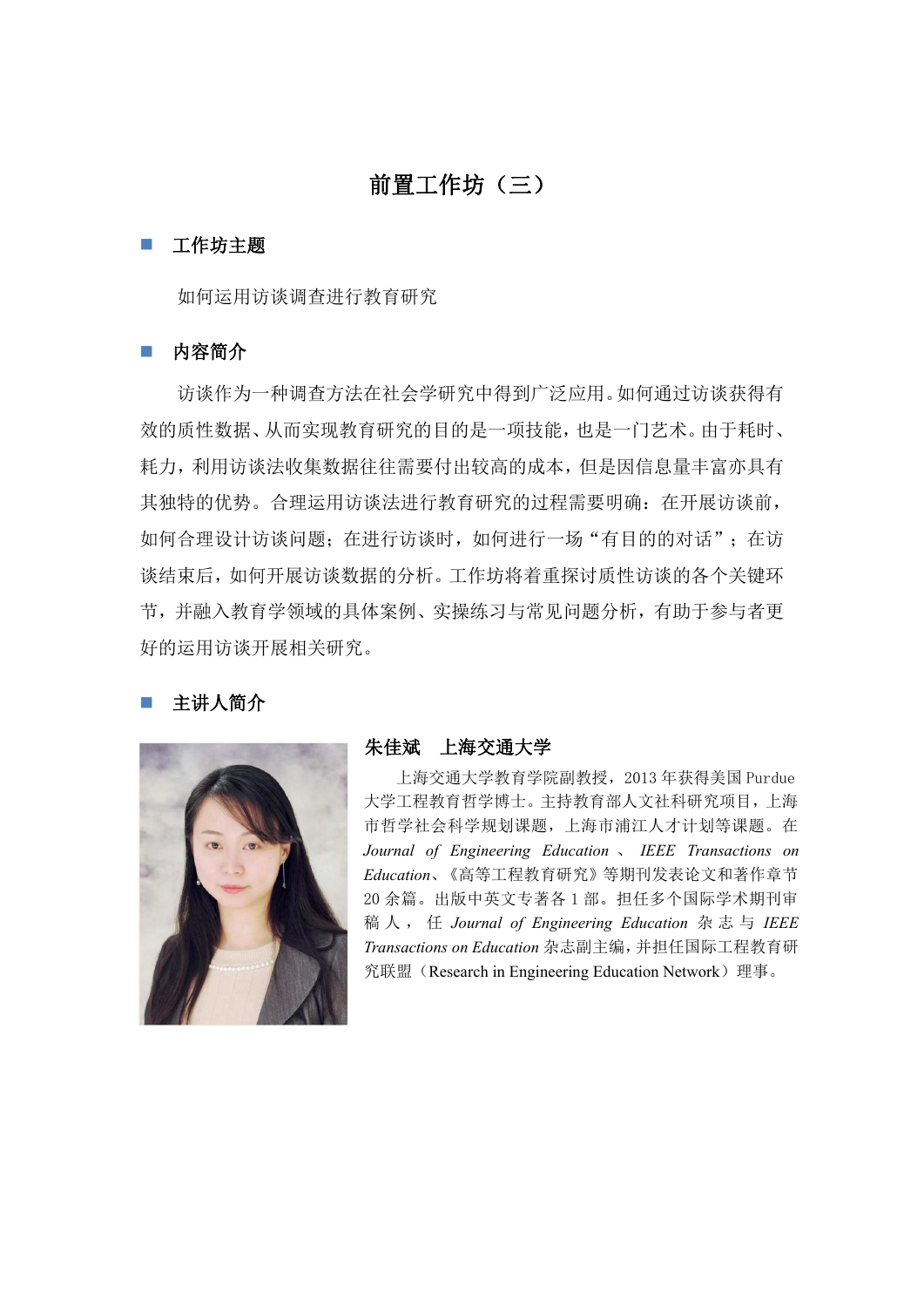# 前置工作坊（三）

## 工作坊主题

如何运用访谈调查进行教育研究

## 内容简介

访谈作为一种调查方法在社会学研究中得到广泛应用。如何通过访谈获得有效的质性数据、从而实现教育研究的目的是一项技能，也是一门艺术。由于耗时、耗力，利用访谈法收集数据往往需要付出较高的成本，但是因信息量丰富亦具有其独特的优势。合理运用访谈法进行教育研究的过程需要明确：在开展访谈前，如何合理设计访谈问题；在进行访谈时，如何进行一场“有目的的对话”；在访谈结束后，如何开展访谈数据的分析。工作坊将着重探讨质性访谈的各个关键环节，并融入教育学领域的具体案例、实操练习与常见问题分析，有助于参与者更好的运用访谈开展相关研究。

## 主讲人简介

**朱佳斌　上海交通大学**

上海交通大学教育学院副教授，2013 年获得美国 Purdue 大学工程教育哲学博士。主持教育部人文社科研究项目，上海市哲学社会科学规划课题，上海市浦江人才计划等课题。在 *Journal of Engineering Education*、*IEEE Transactions on Education*、《高等工程教育研究》等期刊发表论文和著作章节 20 余篇。出版中英文专著各 1 部。担任多个国际学术期刊审稿人，任 *Journal of Engineering Education* 杂志与 *IEEE Transactions on Education* 杂志副主编，并担任国际工程教育研究联盟（Research in Engineering Education Network）理事。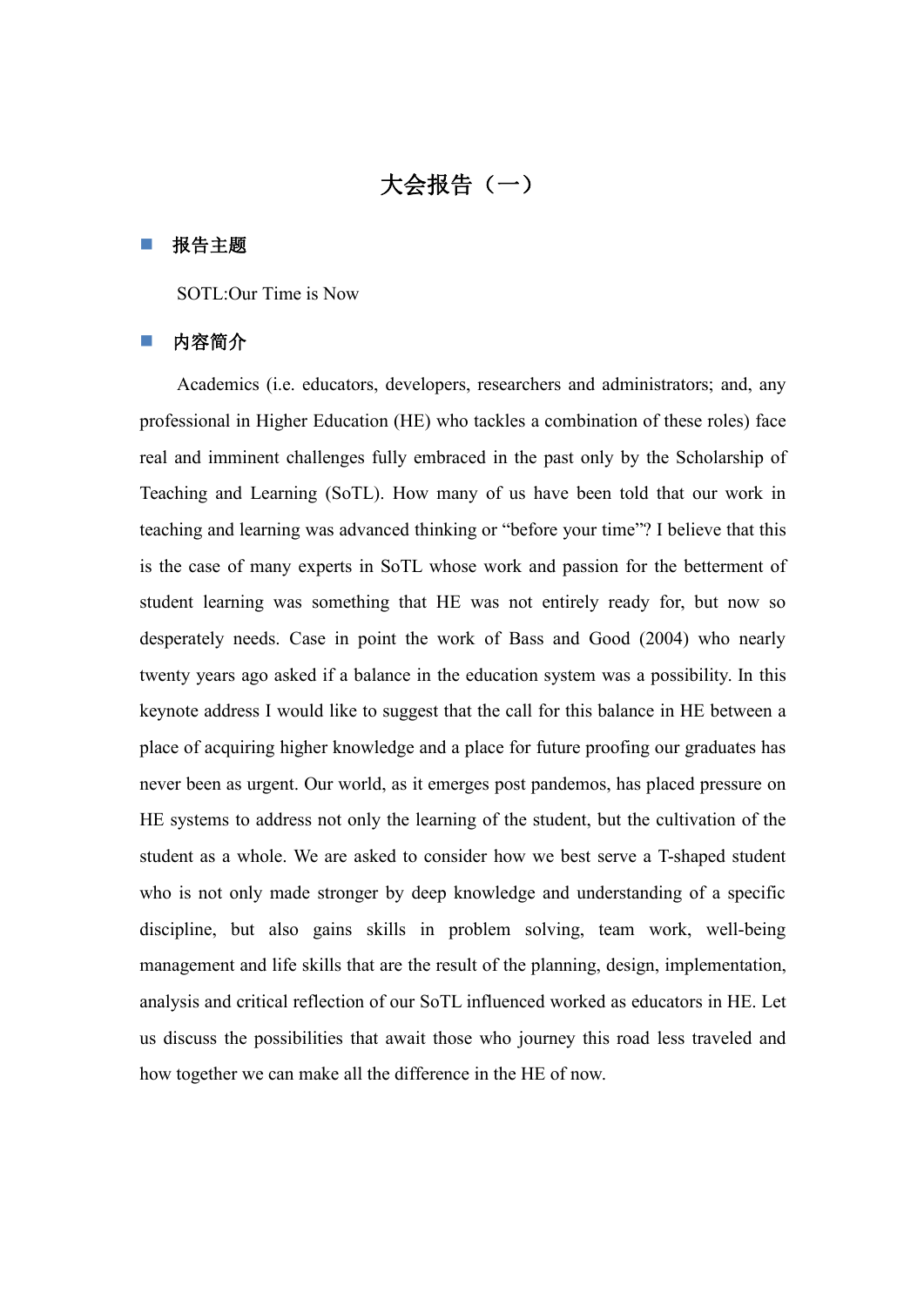# 大会报告（一）

## 报告主题

SOTL:Our Time is Now

## 内容简介

Academics (i.e. educators, developers, researchers and administrators; and, any professional in Higher Education (HE) who tackles a combination of these roles) face real and imminent challenges fully embraced in the past only by the Scholarship of Teaching and Learning (SoTL). How many of us have been told that our work in teaching and learning was advanced thinking or "before your time"? I believe that this is the case of many experts in SoTL whose work and passion for the betterment of student learning was something that HE was not entirely ready for, but now so desperately needs. Case in point the work of Bass and Good (2004) who nearly twenty years ago asked if a balance in the education system was a possibility. In this keynote address I would like to suggest that the call for this balance in HE between a place of acquiring higher knowledge and a place for future proofing our graduates has never been as urgent. Our world, as it emerges post pandemos, has placed pressure on HE systems to address not only the learning of the student, but the cultivation of the student as a whole. We are asked to consider how we best serve a T-shaped student who is not only made stronger by deep knowledge and understanding of a specific discipline, but also gains skills in problem solving, team work, well-being management and life skills that are the result of the planning, design, implementation, analysis and critical reflection of our SoTL influenced worked as educators in HE. Let us discuss the possibilities that await those who journey this road less traveled and how together we can make all the difference in the HE of now.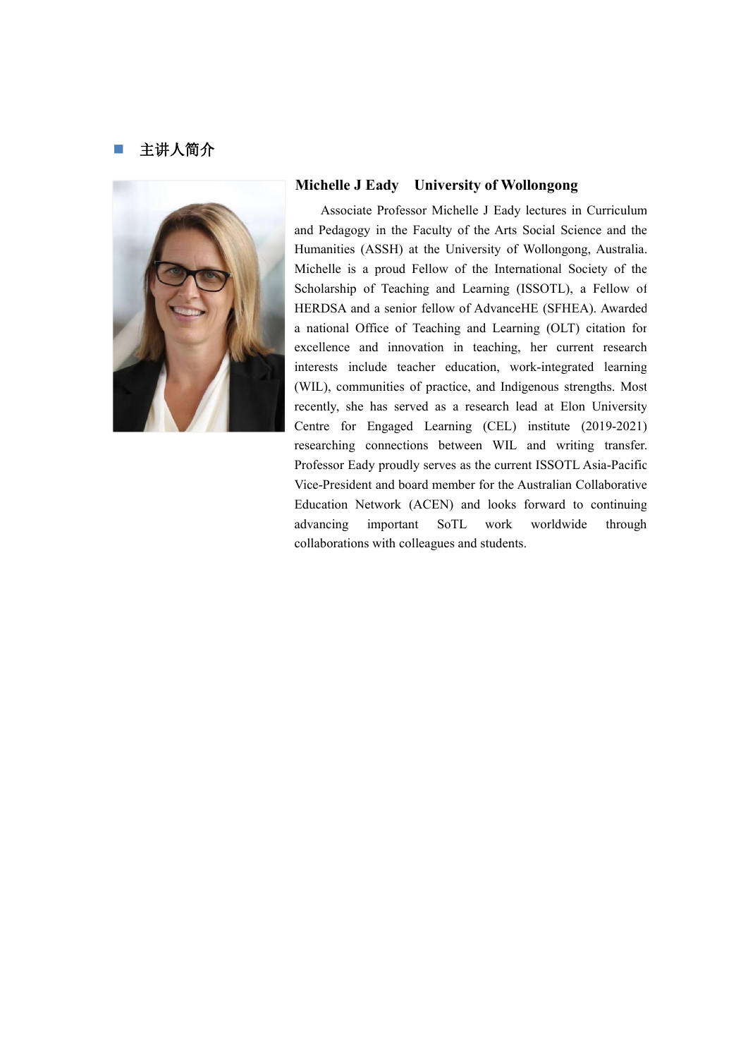## 主讲人简介

**Michelle J Eady　University of Wollongong**

Associate Professor Michelle J Eady lectures in Curriculum and Pedagogy in the Faculty of the Arts Social Science and the Humanities (ASSH) at the University of Wollongong, Australia. Michelle is a proud Fellow of the International Society of the Scholarship of Teaching and Learning (ISSOTL), a Fellow of HERDSA and a senior fellow of AdvanceHE (SFHEA). Awarded a national Office of Teaching and Learning (OLT) citation for excellence and innovation in teaching, her current research interests include teacher education, work-integrated learning (WIL), communities of practice, and Indigenous strengths. Most recently, she has served as a research lead at Elon University Centre for Engaged Learning (CEL) institute (2019-2021) researching connections between WIL and writing transfer. Professor Eady proudly serves as the current ISSOTL Asia-Pacific Vice-President and board member for the Australian Collaborative Education Network (ACEN) and looks forward to continuing advancing important SoTL work worldwide through collaborations with colleagues and students.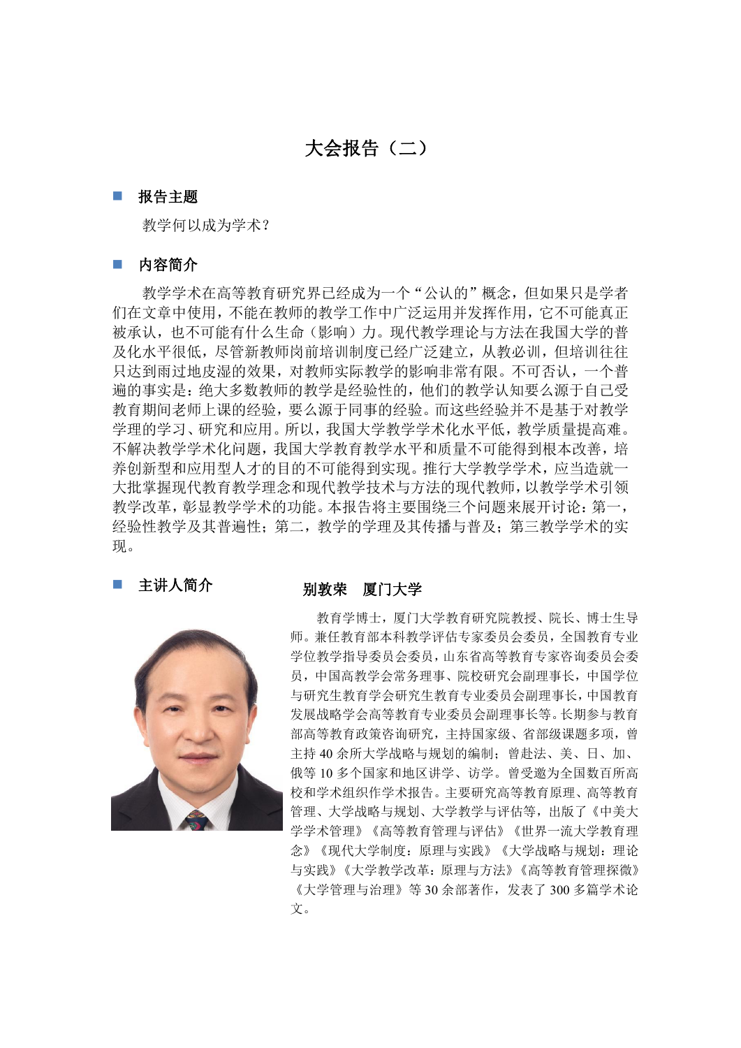# 大会报告（二）

## 报告主题

教学何以成为学术？

## 内容简介

教学学术在高等教育研究界已经成为一个“公认的”概念，但如果只是学者们在文章中使用，不能在教师的教学工作中广泛运用并发挥作用，它不可能真正被承认，也不可能有什么生命（影响）力。现代教学理论与方法在我国大学的普及化水平很低，尽管新教师岗前培训制度已经广泛建立，从教必训，但培训往往只达到雨过地皮湿的效果，对教师实际教学的影响非常有限。不可否认，一个普遍的事实是：绝大多数教师的教学是经验性的，他们的教学认知要么源于自己受教育期间老师上课的经验，要么源于同事的经验。而这些经验并不是基于对教学学理的学习、研究和应用。所以，我国大学教学学术化水平低，教学质量提高难。不解决教学学术化问题，我国大学教育教学水平和质量不可能得到根本改善，培养创新型和应用型人才的目的不可能得到实现。推行大学教学学术，应当造就一大批掌握现代教育教学理念和现代教学技术与方法的现代教师，以教学学术引领教学改革，彰显教学学术的功能。本报告将主要围绕三个问题来展开讨论：第一，经验性教学及其普遍性；第二，教学的学理及其传播与普及；第三教学学术的实现。

## 主讲人简介

**别敦荣　厦门大学**

教育学博士，厦门大学教育研究院教授、院长、博士生导师。兼任教育部本科教学评估专家委员会委员，全国教育专业学位教学指导委员会委员，山东省高等教育专家咨询委员会委员，中国高教学会常务理事、院校研究会副理事长，中国学位与研究生教育学会研究生教育专业委员会副理事长，中国教育发展战略学会高等教育专业委员会副理事长等。长期参与教育部高等教育政策咨询研究，主持国家级、省部级课题多项，曾主持 40 余所大学战略与规划的编制；曾赴法、美、日、加、俄等 10 多个国家和地区讲学、访学。曾受邀为全国数百所高校和学术组织作学术报告。主要研究高等教育原理、高等教育管理、大学战略与规划、大学教学与评估等，出版了《中美大学学术管理》《高等教育管理与评估》《世界一流大学教育理念》《现代大学制度：原理与实践》《大学战略与规划：理论与实践》《大学教学改革：原理与方法》《高等教育管理探微》《大学管理与治理》等 30 余部著作，发表了 300 多篇学术论文。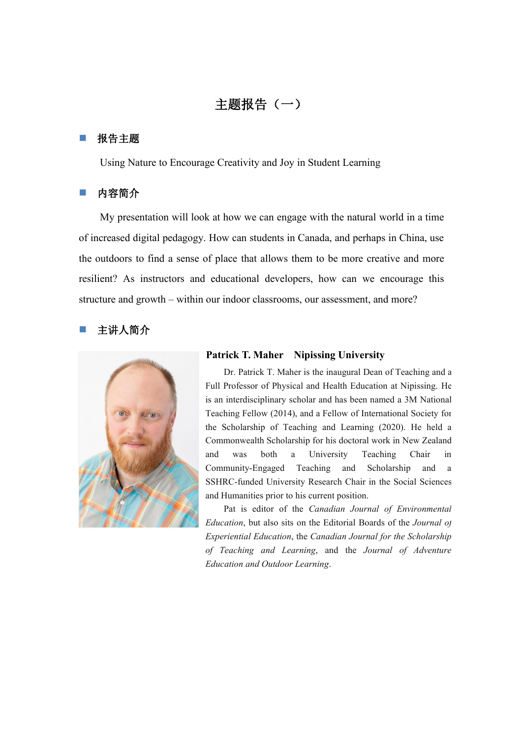# 主题报告（一）

## ■ 报告主题

Using Nature to Encourage Creativity and Joy in Student Learning

## ■ 内容简介

My presentation will look at how we can engage with the natural world in a time of increased digital pedagogy. How can students in Canada, and perhaps in China, use the outdoors to find a sense of place that allows them to be more creative and more resilient? As instructors and educational developers, how can we encourage this structure and growth – within our indoor classrooms, our assessment, and more?

## ■ 主讲人简介

**Patrick T. Maher　Nipissing University**

Dr. Patrick T. Maher is the inaugural Dean of Teaching and a Full Professor of Physical and Health Education at Nipissing. He is an interdisciplinary scholar and has been named a 3M National Teaching Fellow (2014), and a Fellow of International Society for the Scholarship of Teaching and Learning (2020). He held a Commonwealth Scholarship for his doctoral work in New Zealand and was both a University Teaching Chair in Community-Engaged Teaching and Scholarship and a SSHRC-funded University Research Chair in the Social Sciences and Humanities prior to his current position.

Pat is editor of the *Canadian Journal of Environmental Education*, but also sits on the Editorial Boards of the *Journal of Experiential Education*, the *Canadian Journal for the Scholarship of Teaching and Learning*, and the *Journal of Adventure Education and Outdoor Learning*.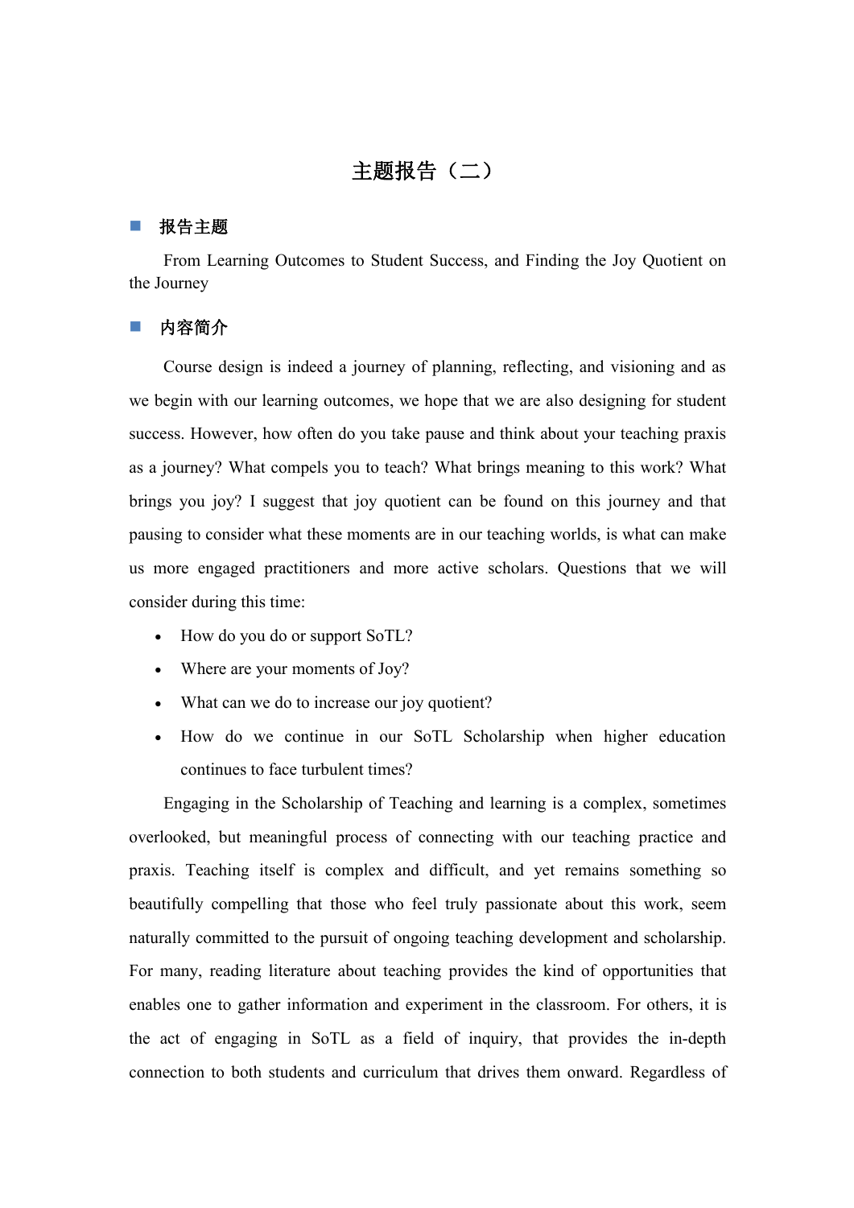# 主题报告（二）

## ■ 报告主题

From Learning Outcomes to Student Success, and Finding the Joy Quotient on the Journey

## ■ 内容简介

Course design is indeed a journey of planning, reflecting, and visioning and as we begin with our learning outcomes, we hope that we are also designing for student success. However, how often do you take pause and think about your teaching praxis as a journey? What compels you to teach? What brings meaning to this work? What brings you joy? I suggest that joy quotient can be found on this journey and that pausing to consider what these moments are in our teaching worlds, is what can make us more engaged practitioners and more active scholars. Questions that we will consider during this time:

- How do you do or support SoTL?
- Where are your moments of Joy?
- What can we do to increase our joy quotient?
- How do we continue in our SoTL Scholarship when higher education continues to face turbulent times?

Engaging in the Scholarship of Teaching and learning is a complex, sometimes overlooked, but meaningful process of connecting with our teaching practice and praxis. Teaching itself is complex and difficult, and yet remains something so beautifully compelling that those who feel truly passionate about this work, seem naturally committed to the pursuit of ongoing teaching development and scholarship. For many, reading literature about teaching provides the kind of opportunities that enables one to gather information and experiment in the classroom. For others, it is the act of engaging in SoTL as a field of inquiry, that provides the in-depth connection to both students and curriculum that drives them onward. Regardless of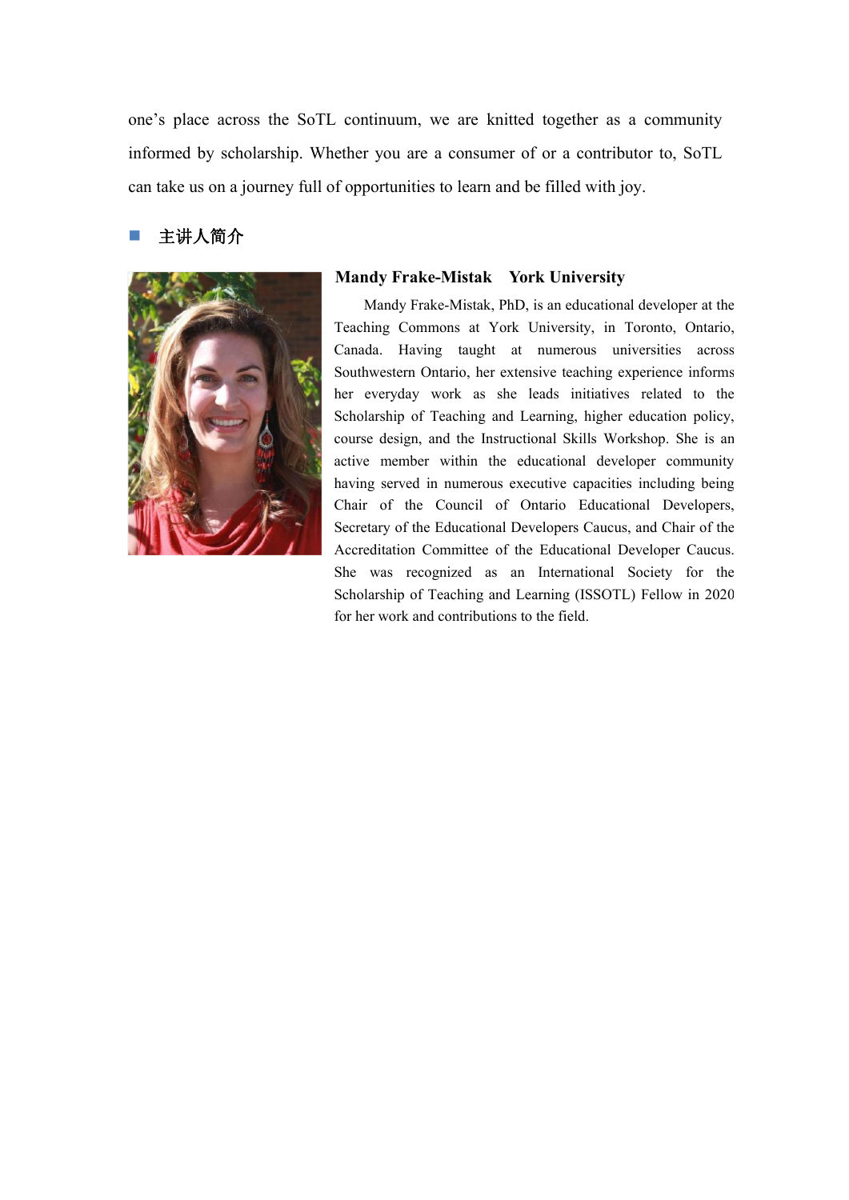one's place across the SoTL continuum, we are knitted together as a community informed by scholarship. Whether you are a consumer of or a contributor to, SoTL can take us on a journey full of opportunities to learn and be filled with joy.

## 主讲人简介

**Mandy Frake-Mistak　York University**

Mandy Frake-Mistak, PhD, is an educational developer at the Teaching Commons at York University, in Toronto, Ontario, Canada. Having taught at numerous universities across Southwestern Ontario, her extensive teaching experience informs her everyday work as she leads initiatives related to the Scholarship of Teaching and Learning, higher education policy, course design, and the Instructional Skills Workshop. She is an active member within the educational developer community having served in numerous executive capacities including being Chair of the Council of Ontario Educational Developers, Secretary of the Educational Developers Caucus, and Chair of the Accreditation Committee of the Educational Developer Caucus. She was recognized as an International Society for the Scholarship of Teaching and Learning (ISSOTL) Fellow in 2020 for her work and contributions to the field.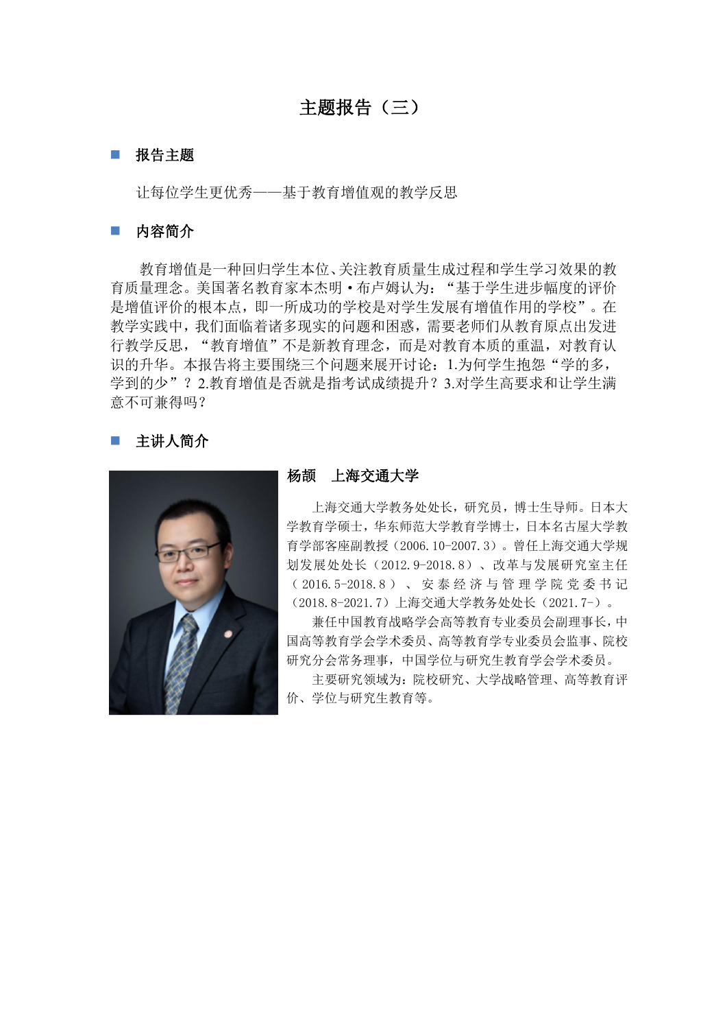# 主题报告（三）

## 报告主题

让每位学生更优秀——基于教育增值观的教学反思

## 内容简介

教育增值是一种回归学生本位、关注教育质量生成过程和学生学习效果的教育质量理念。美国著名教育家本杰明•布卢姆认为：“基于学生进步幅度的评价是增值评价的根本点，即一所成功的学校是对学生发展有增值作用的学校”。在教学实践中，我们面临着诸多现实的问题和困惑，需要老师们从教育原点出发进行教学反思，“教育增值”不是新教育理念，而是对教育本质的重温，对教育认识的升华。本报告将主要围绕三个问题来展开讨论：1.为何学生抱怨“学的多，学到的少”？2.教育增值是否就是指考试成绩提升？3.对学生高要求和让学生满意不可兼得吗？

## 主讲人简介

**杨颉　上海交通大学**

上海交通大学教务处处长，研究员，博士生导师。日本大学教育学硕士，华东师范大学教育学博士，日本名古屋大学教育学部客座副教授（2006.10-2007.3）。曾任上海交通大学规划发展处处长（2012.9-2018.8）、改革与发展研究室主任（2016.5-2018.8）、安泰经济与管理学院党委书记（2018.8-2021.7）上海交通大学教务处处长（2021.7-）。

兼任中国教育战略学会高等教育专业委员会副理事长，中国高等教育学会学术委员、高等教育学专业委员会监事、院校研究分会常务理事，中国学位与研究生教育学会学术委员。

主要研究领域为：院校研究、大学战略管理、高等教育评价、学位与研究生教育等。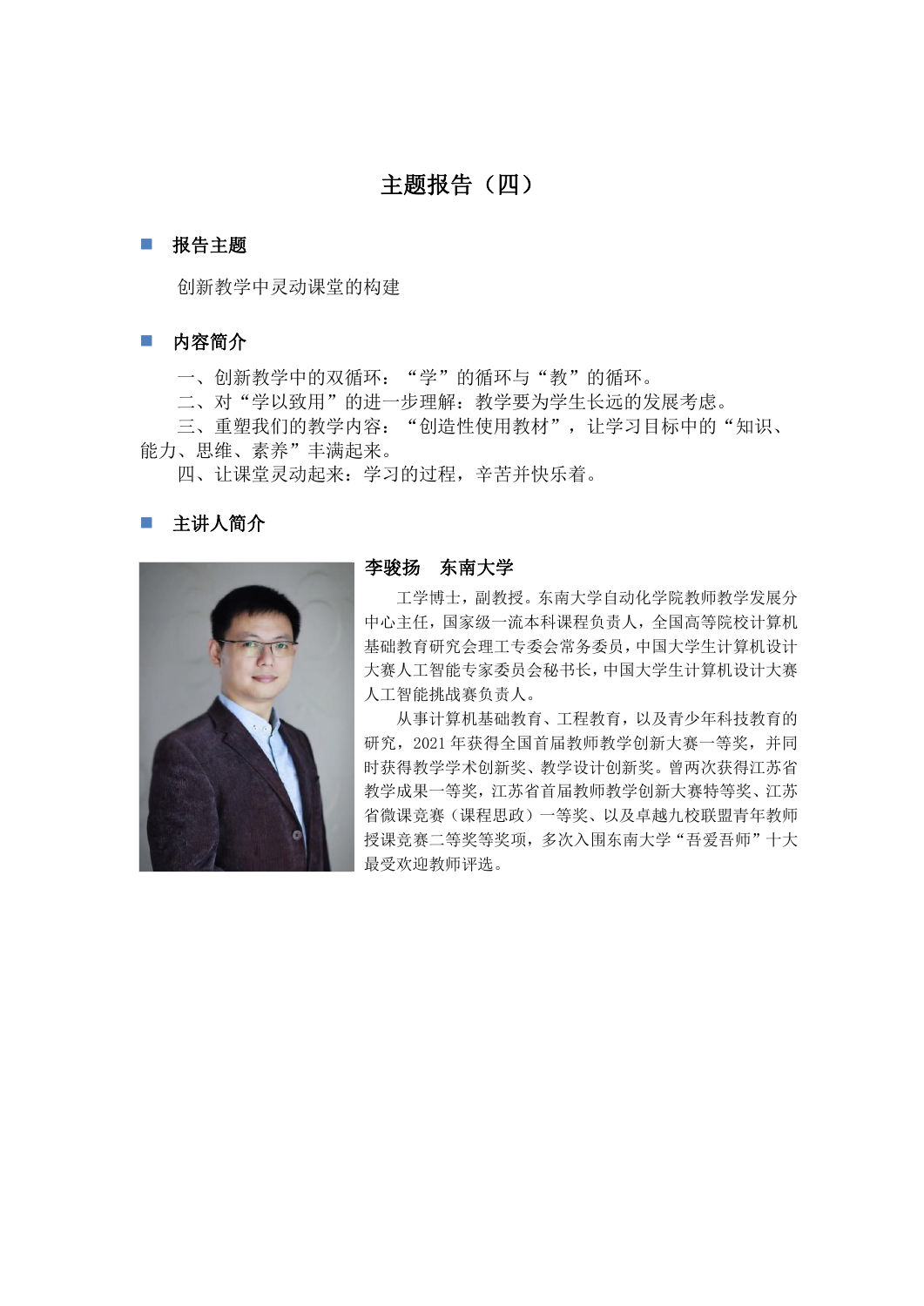# 主题报告（四）

## 报告主题

创新教学中灵动课堂的构建

## 内容简介

一、创新教学中的双循环："学"的循环与"教"的循环。

二、对"学以致用"的进一步理解：教学要为学生长远的发展考虑。

三、重塑我们的教学内容："创造性使用教材"，让学习目标中的"知识、能力、思维、素养"丰满起来。

四、让课堂灵动起来：学习的过程，辛苦并快乐着。

## 主讲人简介

**李骏扬　东南大学**

工学博士，副教授。东南大学自动化学院教师教学发展分中心主任，国家级一流本科课程负责人，全国高等院校计算机基础教育研究会理工专委会常务委员，中国大学生计算机设计大赛人工智能专家委员会秘书长，中国大学生计算机设计大赛人工智能挑战赛负责人。

从事计算机基础教育、工程教育，以及青少年科技教育的研究，2021 年获得全国首届教师教学创新大赛一等奖，并同时获得教学学术创新奖、教学设计创新奖。曾两次获得江苏省教学成果一等奖，江苏省首届教师教学创新大赛特等奖、江苏省微课竞赛（课程思政）一等奖、以及卓越九校联盟青年教师授课竞赛二等奖等奖项，多次入围东南大学"吾爱吾师"十大最受欢迎教师评选。